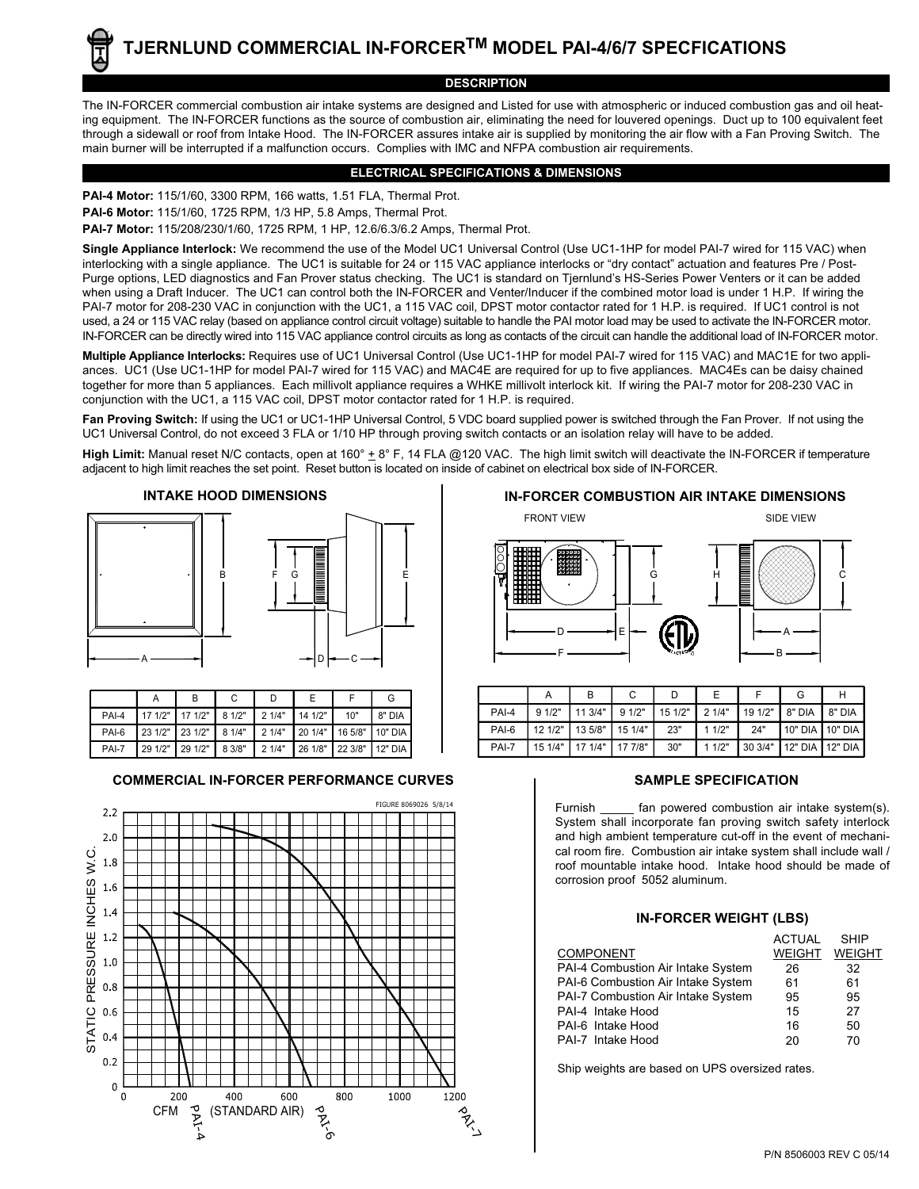# TJERNLUND COMMERCIAL IN-FORCER™ MODEL PAI-4/6/7 SPECFICATIONS

## DESCRIPTION

The IN-FORCER commercial combustion air intake systems are designed and Listed for use with atmospheric or induced combustion gas and oil heating equipment. The IN-FORCER functions as the source of combustion air, eliminating the need for louvered openings. Duct up to 100 equivalent feet through a sidewall or roof from Intake Hood. The IN-FORCER assures intake air is supplied by monitoring the air flow with a Fan Proving Switch. The main burner will be interrupted if a malfunction occurs. Complies with IMC and NFPA combustion air requirements.

## ELECTRICAL SPECIFICATIONS & DIMENSIONS

**PAI-4 Motor:** 115/1/60, 3300 RPM, 166 watts, 1.51 FLA, Thermal Prot.

**PAI-6 Motor:** 115/1/60, 1725 RPM, 1/3 HP, 5.8 Amps, Thermal Prot.

**PAI-7 Motor:** 115/208/230/1/60, 1725 RPM, 1 HP, 12.6/6.3/6.2 Amps, Thermal Prot.

**Single Appliance Interlock:** We recommend the use of the Model UC1 Universal Control (Use UC1-1HP for model PAI-7 wired for 115 VAC) when interlocking with a single appliance. The UC1 is suitable for 24 or 115 VAC appliance interlocks or "dry contact" actuation and features Pre / Post-Purge options, LED diagnostics and Fan Prover status checking. The UC1 is standard on Tjernlund's HS-Series Power Venters or it can be added when using a Draft Inducer. The UC1 can control both the IN-FORCER and Venter/Inducer if the combined motor load is under 1 H.P. If wiring the PAI-7 motor for 208-230 VAC in conjunction with the UC1, a 115 VAC coil, DPST motor contactor rated for 1 H.P. is required. If UC1 control is not used, a 24 or 115 VAC relay (based on appliance control circuit voltage) suitable to handle the PAI motor load may be used to activate the IN-FORCER motor. IN-FORCER can be directly wired into 115 VAC appliance control circuits as long as contacts of the circuit can handle the additional load of IN-FORCER motor.

**Multiple Appliance Interlocks:** Requires use of UC1 Universal Control (Use UC1-1HP for model PAI-7 wired for 115 VAC) and MAC1E for two appliances. UC1 (Use UC1-1HP for model PAI-7 wired for 115 VAC) and MAC4E are required for up to five appliances. MAC4Es can be daisy chained together for more than 5 appliances. Each millivolt appliance requires a WHKE millivolt interlock kit. If wiring the PAI-7 motor for 208-230 VAC in conjunction with the UC1, a 115 VAC coil, DPST motor contactor rated for 1 H.P. is required.

**Fan Proving Switch:** If using the UC1 or UC1-1HP Universal Control, 5 VDC board supplied power is switched through the Fan Prover. If not using the UC1 Universal Control, do not exceed 3 FLA or 1/10 HP through proving switch contacts or an isolation relay will have to be added.

**High Limit:** Manual reset N/C contacts, open at 160° ± 8° F, 14 FLA @120 VAC. The high limit switch will deactivate the IN-FORCER if temperature adjacent to high limit reaches the set point. Reset button is located on inside of cabinet on electrical box side of IN-FORCER.

### INTAKE HOOD DIMENSIONS

| | A | B | C | D | E | F | G |
|---|---|---|---|---|---|---|---|
| PAI-4 | 17 1/2" | 17 1/2" | 8 1/2" | 2 1/4" | 14 1/2" | 10" | 8" DIA |
| PAI-6 | 23 1/2" | 23 1/2" | 8 1/4" | 2 1/4" | 20 1/4" | 16 5/8" | 10" DIA |
| PAI-7 | 29 1/2" | 29 1/2" | 8 3/8" | 2 1/4" | 26 1/8" | 22 3/8" | 12" DIA |

### IN-FORCER COMBUSTION AIR INTAKE DIMENSIONS

| | A | B | C | D | E | F | G | H |
|---|---|---|---|---|---|---|---|---|
| PAI-4 | 9 1/2" | 11 3/4" | 9 1/2" | 15 1/2" | 2 1/4" | 19 1/2" | 8" DIA | 8" DIA |
| PAI-6 | 12 1/2" | 13 5/8" | 15 1/4" | 23" | 1 1/2" | 24" | 10" DIA | 10" DIA |
| PAI-7 | 15 1/4" | 17 1/4" | 17 7/8" | 30" | 1 1/2" | 30 3/4" | 12" DIA | 12" DIA |

### COMMERCIAL IN-FORCER PERFORMANCE CURVES

FIGURE 8069026 5/8/14

STATIC PRESSURE INCHES W.C. vs. CFM (STANDARD AIR) — curves for PAI-4, PAI-6, PAI-7

### SAMPLE SPECIFICATION

Furnish _____ fan powered combustion air intake system(s). System shall incorporate fan proving switch safety interlock and high ambient temperature cut-off in the event of mechanical room fire. Combustion air intake system shall include wall / roof mountable intake hood. Intake hood should be made of corrosion proof 5052 aluminum.

### IN-FORCER WEIGHT (LBS)

| COMPONENT | ACTUAL WEIGHT | SHIP WEIGHT |
|---|---|---|
| PAI-4 Combustion Air Intake System | 26 | 32 |
| PAI-6 Combustion Air Intake System | 61 | 61 |
| PAI-7 Combustion Air Intake System | 95 | 95 |
| PAI-4 Intake Hood | 15 | 27 |
| PAI-6 Intake Hood | 16 | 50 |
| PAI-7 Intake Hood | 20 | 70 |

Ship weights are based on UPS oversized rates.

P/N 8506003 REV C 05/14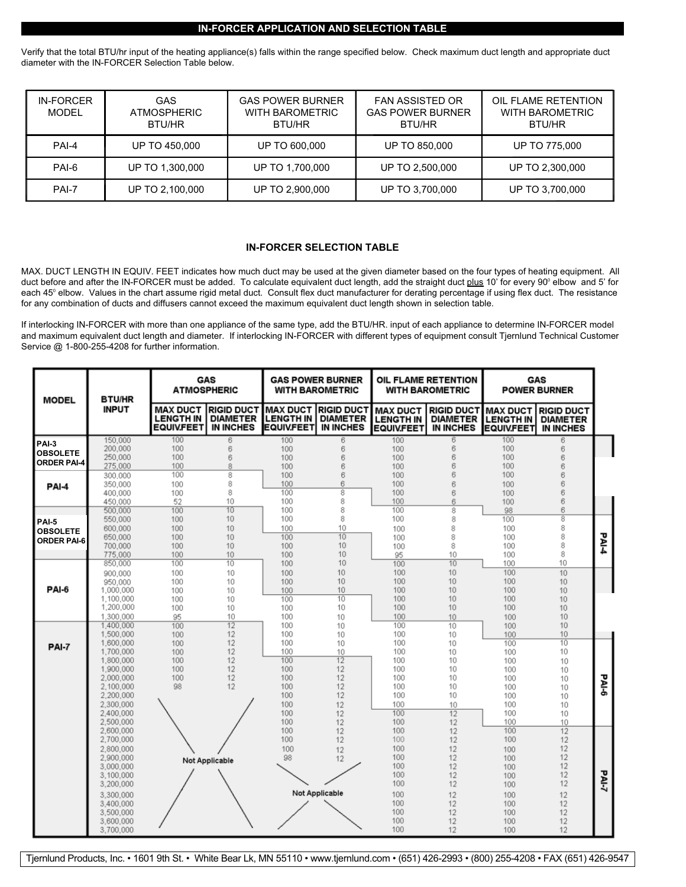## IN-FORCER APPLICATION AND SELECTION TABLE

Verify that the total BTU/hr input of the heating appliance(s) falls within the range specified below. Check maximum duct length and appropriate duct diameter with the IN-FORCER Selection Table below.

| IN-FORCER MODEL | GAS ATMOSPHERIC BTU/HR | GAS POWER BURNER WITH BAROMETRIC BTU/HR | FAN ASSISTED OR GAS POWER BURNER BTU/HR | OIL FLAME RETENTION WITH BAROMETRIC BTU/HR |
|---|---|---|---|---|
| PAI-4 | UP TO 450,000 | UP TO 600,000 | UP TO 850,000 | UP TO 775,000 |
| PAI-6 | UP TO 1,300,000 | UP TO 1,700,000 | UP TO 2,500,000 | UP TO 2,300,000 |
| PAI-7 | UP TO 2,100,000 | UP TO 2,900,000 | UP TO 3,700,000 | UP TO 3,700,000 |

### IN-FORCER SELECTION TABLE

MAX. DUCT LENGTH IN EQUIV. FEET indicates how much duct may be used at the given diameter based on the four types of heating equipment. All duct before and after the IN-FORCER must be added. To calculate equivalent duct length, add the straight duct plus 10' for every 90° elbow and 5' for each 45° elbow. Values in the chart assume rigid metal duct. Consult flex duct manufacturer for derating percentage if using flex duct. The resistance for any combination of ducts and diffusers cannot exceed the maximum equivalent duct length shown in selection table.

If interlocking IN-FORCER with more than one appliance of the same type, add the BTU/HR. input of each appliance to determine IN-FORCER model and maximum equivalent duct length and diameter. If interlocking IN-FORCER with different types of equipment consult Tjernlund Technical Customer Service @ 1-800-255-4208 for further information.

| MODEL | BTU/HR INPUT | GAS ATMOSPHERIC | | GAS POWER BURNER WITH BAROMETRIC | | OIL FLAME RETENTION WITH BAROMETRIC | | GAS POWER BURNER | |
|---|---|---|---|---|---|---|---|---|---|
| | | MAX DUCT LENGTH IN EQUIV.FEET | RIGID DUCT DIAMETER IN INCHES | MAX DUCT LENGTH IN EQUIV.FEET | RIGID DUCT DIAMETER IN INCHES | MAX DUCT LENGTH IN EQUIV.FEET | RIGID DUCT DIAMETER IN INCHES | MAX DUCT LENGTH IN EQUIV.FEET | RIGID DUCT DIAMETER IN INCHES |
| PAI-3 OBSOLETE ORDER PAI-4 | 150,000 | 100 | 6 | 100 | 6 | 100 | 6 | 100 | 6 |
| | 200,000 | 100 | 6 | 100 | 6 | 100 | 6 | 100 | 6 |
| | 250,000 | 100 | 6 | 100 | 6 | 100 | 6 | 100 | 6 |
| | 275,000 | 100 | 8 | 100 | 6 | 100 | 6 | 100 | 6 |
| PAI-4 | 300,000 | 100 | 8 | 100 | 6 | 100 | 6 | 100 | 6 |
| | 350,000 | 100 | 8 | 100 | 6 | 100 | 6 | 100 | 6 |
| | 400,000 | 100 | 8 | 100 | 8 | 100 | 6 | 100 | 6 |
| | 450,000 | 52 | 10 | 100 | 8 | 100 | 6 | 100 | 6 |
| PAI-5 OBSOLETE ORDER PAI-6 | 500,000 | 100 | 10 | 100 | 8 | 100 | 8 | 98 | 6 |
| | 550,000 | 100 | 10 | 100 | 8 | 100 | 8 | 100 | 8 |
| | 600,000 | 100 | 10 | 100 | 10 | 100 | 8 | 100 | 8 |
| | 650,000 | 100 | 10 | 100 | 10 | 100 | 8 | 100 | 8 |
| | 700,000 | 100 | 10 | 100 | 10 | 100 | 8 | 100 | 8 |
| | 775,000 | 100 | 10 | 100 | 10 | 95 | 10 | 100 | 8 |
| PAI-6 | 850,000 | 100 | 10 | 100 | 10 | 100 | 10 | 100 | 10 |
| | 900,000 | 100 | 10 | 100 | 10 | 100 | 10 | 100 | 10 |
| | 950,000 | 100 | 10 | 100 | 10 | 100 | 10 | 100 | 10 |
| | 1,000,000 | 100 | 10 | 100 | 10 | 100 | 10 | 100 | 10 |
| | 1,100,000 | 100 | 10 | 100 | 10 | 100 | 10 | 100 | 10 |
| | 1,200,000 | 100 | 10 | 100 | 10 | 100 | 10 | 100 | 10 |
| | 1,300,000 | 95 | 10 | 100 | 10 | 100 | 10 | 100 | 10 |
| PAI-7 | 1,400,000 | 100 | 12 | 100 | 10 | 100 | 10 | 100 | 10 |
| | 1,500,000 | 100 | 12 | 100 | 10 | 100 | 10 | 100 | 10 |
| | 1,600,000 | 100 | 12 | 100 | 10 | 100 | 10 | 100 | 10 |
| | 1,700,000 | 100 | 12 | 100 | 10 | 100 | 10 | 100 | 10 |
| | 1,800,000 | 100 | 12 | 100 | 12 | 100 | 10 | 100 | 10 |
| | 1,900,000 | 100 | 12 | 100 | 12 | 100 | 10 | 100 | 10 |
| | 2,000,000 | 100 | 12 | 100 | 12 | 100 | 10 | 100 | 10 |
| | 2,100,000 | 98 | 12 | 100 | 12 | 100 | 10 | 100 | 10 |
| | 2,200,000 | Not Applicable | | 100 | 12 | 100 | 10 | 100 | 10 |
| | 2,300,000 | Not Applicable | | 100 | 12 | 100 | 10 | 100 | 10 |
| | 2,400,000 | Not Applicable | | 100 | 12 | 100 | 12 | 100 | 10 |
| | 2,500,000 | Not Applicable | | 100 | 12 | 100 | 12 | 100 | 10 |
| | 2,600,000 | Not Applicable | | 100 | 12 | 100 | 12 | 100 | 12 |
| | 2,700,000 | Not Applicable | | 100 | 12 | 100 | 12 | 100 | 12 |
| | 2,800,000 | Not Applicable | | 100 | 12 | 100 | 12 | 100 | 12 |
| | 2,900,000 | Not Applicable | | 98 | 12 | 100 | 12 | 100 | 12 |
| | 3,000,000 | Not Applicable | | Not Applicable | | 100 | 12 | 100 | 12 |
| | 3,100,000 | Not Applicable | | Not Applicable | | 100 | 12 | 100 | 12 |
| | 3,200,000 | Not Applicable | | Not Applicable | | 100 | 12 | 100 | 12 |
| | 3,300,000 | Not Applicable | | Not Applicable | | 100 | 12 | 100 | 12 |
| | 3,400,000 | Not Applicable | | Not Applicable | | 100 | 12 | 100 | 12 |
| | 3,500,000 | Not Applicable | | Not Applicable | | 100 | 12 | 100 | 12 |
| | 3,600,000 | Not Applicable | | Not Applicable | | 100 | 12 | 100 | 12 |
| | 3,700,000 | Not Applicable | | Not Applicable | | 100 | 12 | 100 | 12 |

Tjernlund Products, Inc. • 1601 9th St. • White Bear Lk, MN 55110 • www.tjernlund.com • (651) 426-2993 • (800) 255-4208 • FAX (651) 426-9547